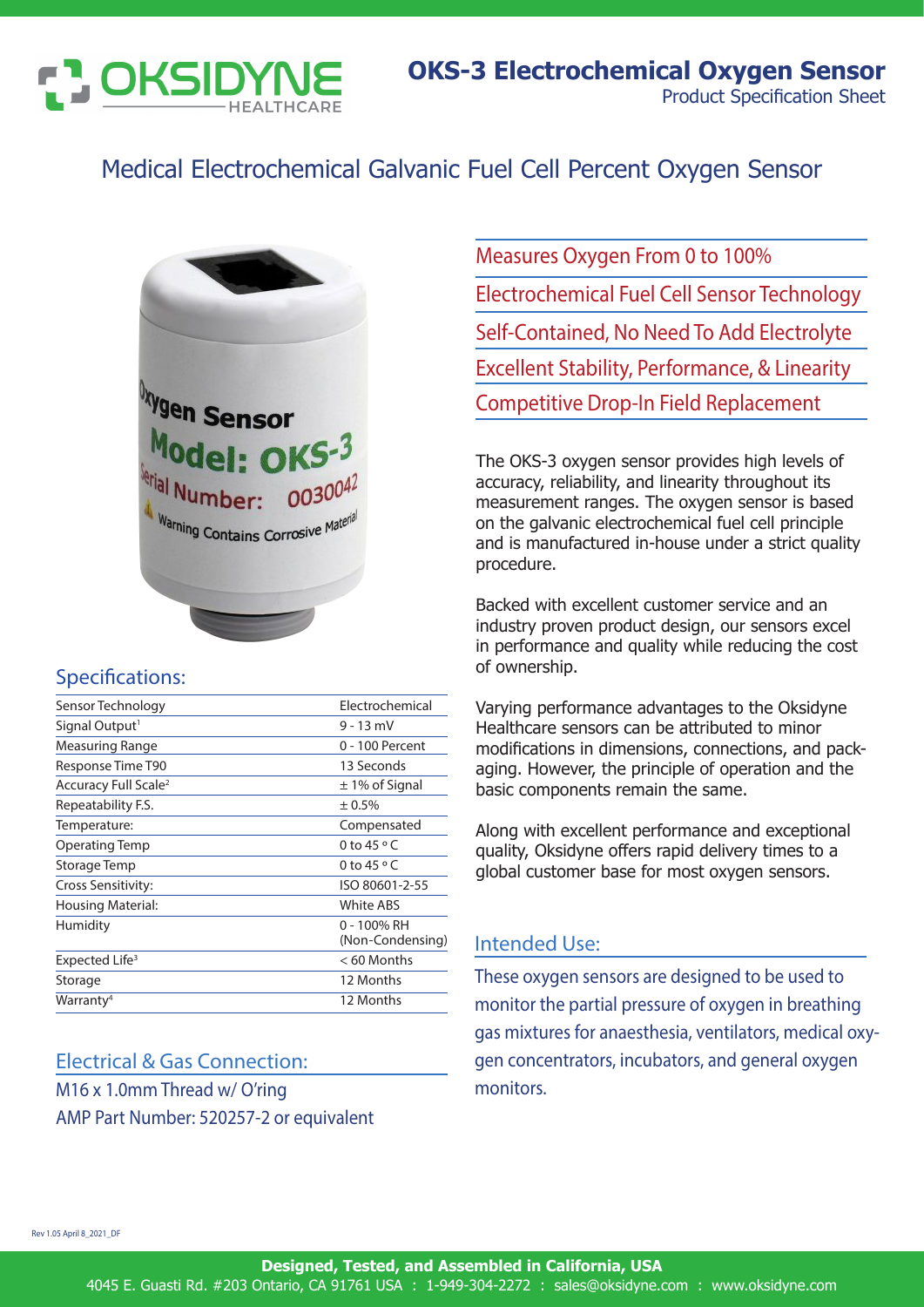OKSIDYNE HEALTHCARE

# OKS-3 Electrochemical Oxygen Sensor

Product Specification Sheet

## Medical Electrochemical Galvanic Fuel Cell Percent Oxygen Sensor

- Measures Oxygen From 0 to 100%
- Electrochemical Fuel Cell Sensor Technology
- Self-Contained, No Need To Add Electrolyte
- Excellent Stability, Performance, & Linearity
- Competitive Drop-In Field Replacement

The OKS-3 oxygen sensor provides high levels of accuracy, reliability, and linearity throughout its measurement ranges. The oxygen sensor is based on the galvanic electrochemical fuel cell principle and is manufactured in-house under a strict quality procedure.

Backed with excellent customer service and an industry proven product design, our sensors excel in performance and quality while reducing the cost of ownership.

Varying performance advantages to the Oksidyne Healthcare sensors can be attributed to minor modifications in dimensions, connections, and packaging. However, the principle of operation and the basic components remain the same.

Along with excellent performance and exceptional quality, Oksidyne offers rapid delivery times to a global customer base for most oxygen sensors.

### Specifications:

| | |
|---|---|
| Sensor Technology | Electrochemical |
| Signal Output[1] | 9 - 13 mV |
| Measuring Range | 0 - 100 Percent |
| Response Time T90 | 13 Seconds |
| Accuracy Full Scale[2] | ± 1% of Signal |
| Repeatability F.S. | ± 0.5% |
| Temperature: | Compensated |
| Operating Temp | 0 to 45 ° C |
| Storage Temp | 0 to 45 ° C |
| Cross Sensitivity: | ISO 80601-2-55 |
| Housing Material: | White ABS |
| Humidity | 0 - 100% RH (Non-Condensing) |
| Expected Life[3] | < 60 Months |
| Storage | 12 Months |
| Warranty[4] | 12 Months |

### Electrical & Gas Connection:

M16 x 1.0mm Thread w/ O'ring
AMP Part Number: 520257-2 or equivalent

### Intended Use:

These oxygen sensors are designed to be used to monitor the partial pressure of oxygen in breathing gas mixtures for anaesthesia, ventilators, medical oxygen concentrators, incubators, and general oxygen monitors.

Rev 1.05 April 8_2021_DF

**Designed, Tested, and Assembled in California, USA**
4045 E. Guasti Rd. #203 Ontario, CA 91761 USA : 1-949-304-2272 : sales@oksidyne.com : www.oksidyne.com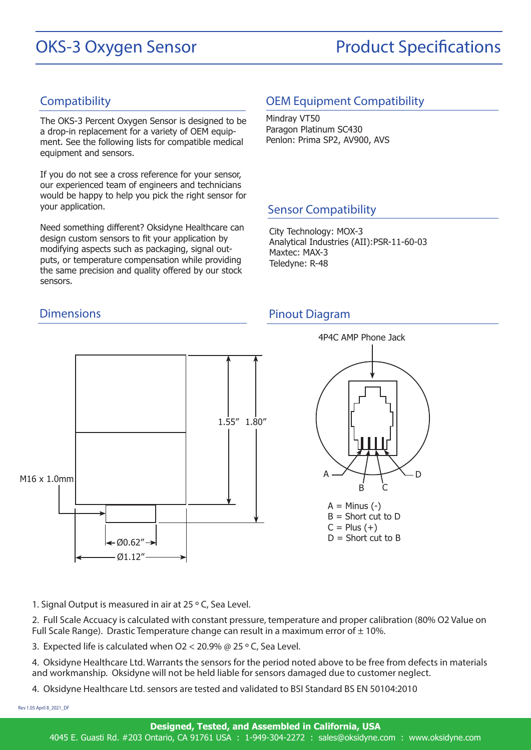# OKS-3 Oxygen Sensor — Product Specifications

## Compatibility

The OKS-3 Percent Oxygen Sensor is designed to be a drop-in replacement for a variety of OEM equipment. See the following lists for compatible medical equipment and sensors.

If you do not see a cross reference for your sensor, our experienced team of engineers and technicians would be happy to help you pick the right sensor for your application.

Need something different? Oksidyne Healthcare can design custom sensors to fit your application by modifying aspects such as packaging, signal outputs, or temperature compensation while providing the same precision and quality offered by our stock sensors.

## OEM Equipment Compatibility

Mindray VT50
Paragon Platinum SC430
Penlon: Prima SP2, AV900, AVS

## Sensor Compatibility

City Technology: MOX-3
Analytical Industries (AII):PSR-11-60-03
Maxtec: MAX-3
Teledyne: R-48

## Dimensions

1.55″
1.80″
M16 x 1.0mm
Ø0.62″
Ø1.12″

## Pinout Diagram

4P4C AMP Phone Jack

A B C D

A = Minus (-)
B = Short cut to D
C = Plus (+)
D = Short cut to B

1. Signal Output is measured in air at 25 º C, Sea Level.

2. Full Scale Accuacy is calculated with constant pressure, temperature and proper calibration (80% O2 Value on Full Scale Range). Drastic Temperature change can result in a maximum error of ± 10%.

3. Expected life is calculated when O2 < 20.9% @ 25 º C, Sea Level.

4. Oksidyne Healthcare Ltd. Warrants the sensors for the period noted above to be free from defects in materials and workmanship. Oksidyne will not be held liable for sensors damaged due to customer neglect.

4. Oksidyne Healthcare Ltd. sensors are tested and validated to BSI Standard BS EN 50104:2010

Rev 1.05 April 8_2021_DF

**Designed, Tested, and Assembled in California, USA**
4045 E. Guasti Rd. #203 Ontario, CA 91761 USA : 1-949-304-2272 : sales@oksidyne.com : www.oksidyne.com